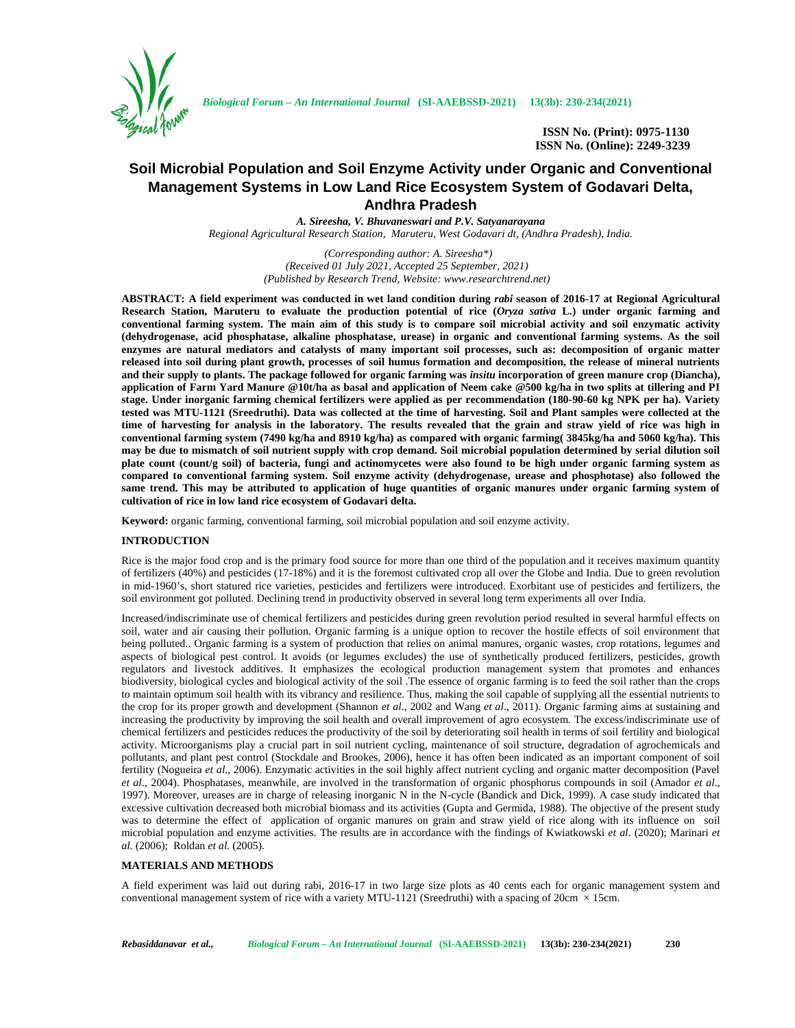ISSN No. (Print): 0975-1130
ISSN No. (Online): 2249-3239

# Soil Microbial Population and Soil Enzyme Activity under Organic and Conventional Management Systems in Low Land Rice Ecosystem System of Godavari Delta, Andhra Pradesh

***A. Sireesha, V. Bhuvaneswari and P.V. Satyanarayana***
*Regional Agricultural Research Station, Maruteru, West Godavari dt, (Andhra Pradesh), India.*

*(Corresponding author: A. Sireesha\*)*
*(Received 01 July 2021, Accepted 25 September, 2021)*
*(Published by Research Trend, Website: www.researchtrend.net)*

**ABSTRACT: A field experiment was conducted in wet land condition during *rabi* season of 2016-17 at Regional Agricultural Research Station, Maruteru to evaluate the production potential of rice (*Oryza sativa* L.) under organic farming and conventional farming system. The main aim of this study is to compare soil microbial activity and soil enzymatic activity (dehydrogenase, acid phosphatase, alkaline phosphatase, urease) in organic and conventional farming systems. As the soil enzymes are natural mediators and catalysts of many important soil processes, such as: decomposition of organic matter released into soil during plant growth, processes of soil humus formation and decomposition, the release of mineral nutrients and their supply to plants. The package followed for organic farming was *insitu* incorporation of green manure crop (Diancha), application of Farm Yard Manure @10t/ha as basal and application of Neem cake @500 kg/ha in two splits at tillering and PI stage. Under inorganic farming chemical fertilizers were applied as per recommendation (180-90-60 kg NPK per ha). Variety tested was MTU-1121 (Sreedruthi). Data was collected at the time of harvesting. Soil and Plant samples were collected at the time of harvesting for analysis in the laboratory. The results revealed that the grain and straw yield of rice was high in conventional farming system (7490 kg/ha and 8910 kg/ha) as compared with organic farming( 3845kg/ha and 5060 kg/ha). This may be due to mismatch of soil nutrient supply with crop demand. Soil microbial population determined by serial dilution soil plate count (count/g soil) of bacteria, fungi and actinomycetes were also found to be high under organic farming system as compared to conventional farming system. Soil enzyme activity (dehydrogenase, urease and phosphotase) also followed the same trend. This may be attributed to application of huge quantities of organic manures under organic farming system of cultivation of rice in low land rice ecosystem of Godavari delta.**

**Keyword:** organic farming, conventional farming, soil microbial population and soil enzyme activity.

## INTRODUCTION

Rice is the major food crop and is the primary food source for more than one third of the population and it receives maximum quantity of fertilizers (40%) and pesticides (17-18%) and it is the foremost cultivated crop all over the Globe and India. Due to green revolution in mid-1960's, short statured rice varieties, pesticides and fertilizers were introduced. Exorbitant use of pesticides and fertilizers, the soil environment got polluted. Declining trend in productivity observed in several long term experiments all over India.

Increased/indiscriminate use of chemical fertilizers and pesticides during green revolution period resulted in several harmful effects on soil, water and air causing their pollution. Organic farming is a unique option to recover the hostile effects of soil environment that being polluted.. Organic farming is a system of production that relies on animal manures, organic wastes, crop rotations, legumes and aspects of biological pest control. It avoids (or legumes excludes) the use of synthetically produced fertilizers, pesticides, growth regulators and livestock additives. It emphasizes the ecological production management system that promotes and enhances biodiversity, biological cycles and biological activity of the soil .The essence of organic farming is to feed the soil rather than the crops to maintain optimum soil health with its vibrancy and resilience. Thus, making the soil capable of supplying all the essential nutrients to the crop for its proper growth and development (Shannon *et al*., 2002 and Wang *et al*., 2011). Organic farming aims at sustaining and increasing the productivity by improving the soil health and overall improvement of agro ecosystem. The excess/indiscriminate use of chemical fertilizers and pesticides reduces the productivity of the soil by deteriorating soil health in terms of soil fertility and biological activity. Microorganisms play a crucial part in soil nutrient cycling, maintenance of soil structure, degradation of agrochemicals and pollutants, and plant pest control (Stockdale and Brookes, 2006), hence it has often been indicated as an important component of soil fertility (Nogueira *et al*., 2006). Enzymatic activities in the soil highly affect nutrient cycling and organic matter decomposition (Pavel *et al*., 2004). Phosphatases, meanwhile, are involved in the transformation of organic phosphorus compounds in soil (Amador *et al*., 1997). Moreover, ureases are in charge of releasing inorganic N in the N-cycle (Bandick and Dick, 1999). A case study indicated that excessive cultivation decreased both microbial biomass and its activities (Gupta and Germida, 1988). The objective of the present study was to determine the effect of application of organic manures on grain and straw yield of rice along with its influence on soil microbial population and enzyme activities. The results are in accordance with the findings of Kwiatkowski *et al*. (2020); Marinari *et al.* (2006); Roldan *et al.* (2005).

## MATERIALS AND METHODS

A field experiment was laid out during rabi, 2016-17 in two large size plots as 40 cents each for organic management system and conventional management system of rice with a variety MTU-1121 (Sreedruthi) with a spacing of 20cm × 15cm.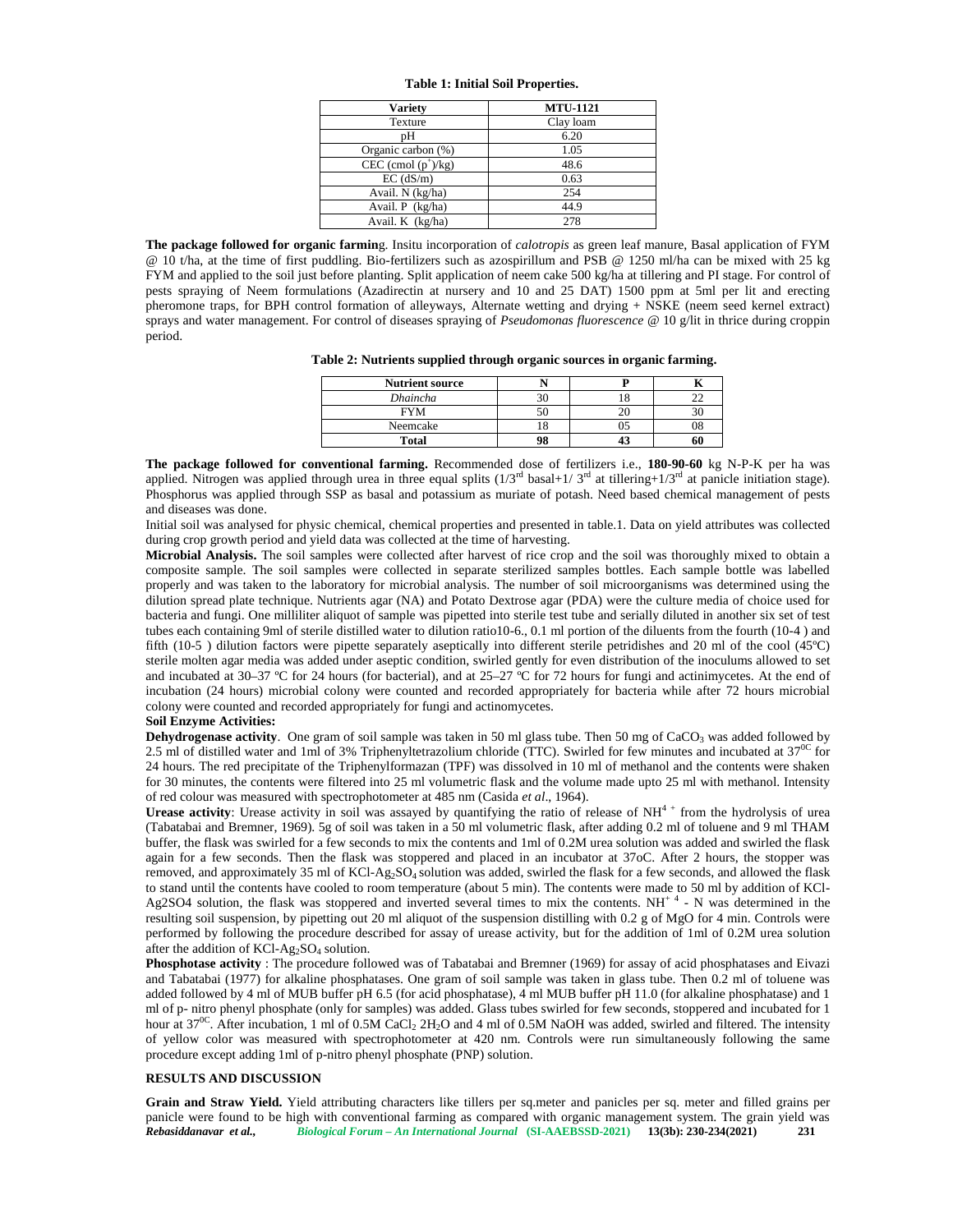**Table 1: Initial Soil Properties.**

| Variety | MTU-1121 |
|---|---|
| Texture | Clay loam |
| pH | 6.20 |
| Organic carbon (%) | 1.05 |
| CEC (cmol $(p^+)$/kg) | 48.6 |
| EC (dS/m) | 0.63 |
| Avail. N (kg/ha) | 254 |
| Avail. P (kg/ha) | 44.9 |
| Avail. K (kg/ha) | 278 |

**The package followed for organic farmin**g. Insitu incorporation of *calotropis* as green leaf manure, Basal application of FYM @ 10 t/ha, at the time of first puddling. Bio-fertilizers such as azospirillum and PSB @ 1250 ml/ha can be mixed with 25 kg FYM and applied to the soil just before planting. Split application of neem cake 500 kg/ha at tillering and PI stage. For control of pests spraying of Neem formulations (Azadirectin at nursery and 10 and 25 DAT) 1500 ppm at 5ml per lit and erecting pheromone traps, for BPH control formation of alleyways, Alternate wetting and drying + NSKE (neem seed kernel extract) sprays and water management. For control of diseases spraying of *Pseudomonas fluorescence* @ 10 g/lit in thrice during croppin period.

**Table 2: Nutrients supplied through organic sources in organic farming.**

| Nutrient source | N | P | K |
|---|---|---|---|
| *Dhaincha* | 30 | 18 | 22 |
| FYM | 50 | 20 | 30 |
| Neemcake | 18 | 05 | 08 |
| **Total** | **98** | **43** | **60** |

**The package followed for conventional farming.** Recommended dose of fertilizers i.e., **180-90-60** kg N-P-K per ha was applied. Nitrogen was applied through urea in three equal splits ($1/3^{rd}$ basal+$1/3^{rd}$ at tillering+$1/3^{rd}$ at panicle initiation stage). Phosphorus was applied through SSP as basal and potassium as muriate of potash. Need based chemical management of pests and diseases was done.

Initial soil was analysed for physic chemical, chemical properties and presented in table.1. Data on yield attributes was collected during crop growth period and yield data was collected at the time of harvesting.

**Microbial Analysis.** The soil samples were collected after harvest of rice crop and the soil was thoroughly mixed to obtain a composite sample. The soil samples were collected in separate sterilized samples bottles. Each sample bottle was labelled properly and was taken to the laboratory for microbial analysis. The number of soil microorganisms was determined using the dilution spread plate technique. Nutrients agar (NA) and Potato Dextrose agar (PDA) were the culture media of choice used for bacteria and fungi. One milliliter aliquot of sample was pipetted into sterile test tube and serially diluted in another six set of test tubes each containing 9ml of sterile distilled water to dilution ratio10-6., 0.1 ml portion of the diluents from the fourth (10-4 ) and fifth (10-5 ) dilution factors were pipette separately aseptically into different sterile petridishes and 20 ml of the cool (45ºC) sterile molten agar media was added under aseptic condition, swirled gently for even distribution of the inoculums allowed to set and incubated at 30–37 ºC for 24 hours (for bacterial), and at 25–27 ºC for 72 hours for fungi and actinimycetes. At the end of incubation (24 hours) microbial colony were counted and recorded appropriately for bacteria while after 72 hours microbial colony were counted and recorded appropriately for fungi and actinomycetes.

**Soil Enzyme Activities:**

**Dehydrogenase activity**. One gram of soil sample was taken in 50 ml glass tube. Then 50 mg of $CaCO_3$ was added followed by 2.5 ml of distilled water and 1ml of 3% Triphenyltetrazolium chloride (TTC). Swirled for few minutes and incubated at $37^{0C}$ for 24 hours. The red precipitate of the Triphenylformazan (TPF) was dissolved in 10 ml of methanol and the contents were shaken for 30 minutes, the contents were filtered into 25 ml volumetric flask and the volume made upto 25 ml with methanol. Intensity of red colour was measured with spectrophotometer at 485 nm (Casida *et al*., 1964).

**Urease activity**: Urease activity in soil was assayed by quantifying the ratio of release of $NH^{4+}$ from the hydrolysis of urea (Tabatabai and Bremner, 1969). 5g of soil was taken in a 50 ml volumetric flask, after adding 0.2 ml of toluene and 9 ml THAM buffer, the flask was swirled for a few seconds to mix the contents and 1ml of 0.2M urea solution was added and swirled the flask again for a few seconds. Then the flask was stoppered and placed in an incubator at 37oC. After 2 hours, the stopper was removed, and approximately 35 ml of KCl-$Ag_2SO_4$ solution was added, swirled the flask for a few seconds, and allowed the flask to stand until the contents have cooled to room temperature (about 5 min). The contents were made to 50 ml by addition of KCl-Ag2SO4 solution, the flask was stoppered and inverted several times to mix the contents. $NH^{+4}$ - N was determined in the resulting soil suspension, by pipetting out 20 ml aliquot of the suspension distilling with 0.2 g of MgO for 4 min. Controls were performed by following the procedure described for assay of urease activity, but for the addition of 1ml of 0.2M urea solution after the addition of KCl-$Ag_2SO_4$ solution.

**Phosphotase activity** : The procedure followed was of Tabatabai and Bremner (1969) for assay of acid phosphatases and Eivazi and Tabatabai (1977) for alkaline phosphatases. One gram of soil sample was taken in glass tube. Then 0.2 ml of toluene was added followed by 4 ml of MUB buffer pH 6.5 (for acid phosphatase), 4 ml MUB buffer pH 11.0 (for alkaline phosphatase) and 1 ml of p- nitro phenyl phosphate (only for samples) was added. Glass tubes swirled for few seconds, stoppered and incubated for 1 hour at $37^{0C}$. After incubation, 1 ml of 0.5M $CaCl_2$ $2H_2O$ and 4 ml of 0.5M NaOH was added, swirled and filtered. The intensity of yellow color was measured with spectrophotometer at 420 nm. Controls were run simultaneously following the same procedure except adding 1ml of p-nitro phenyl phosphate (PNP) solution.

## RESULTS AND DISCUSSION

**Grain and Straw Yield.** Yield attributing characters like tillers per sq.meter and panicles per sq. meter and filled grains per panicle were found to be high with conventional farming as compared with organic management system. The grain yield was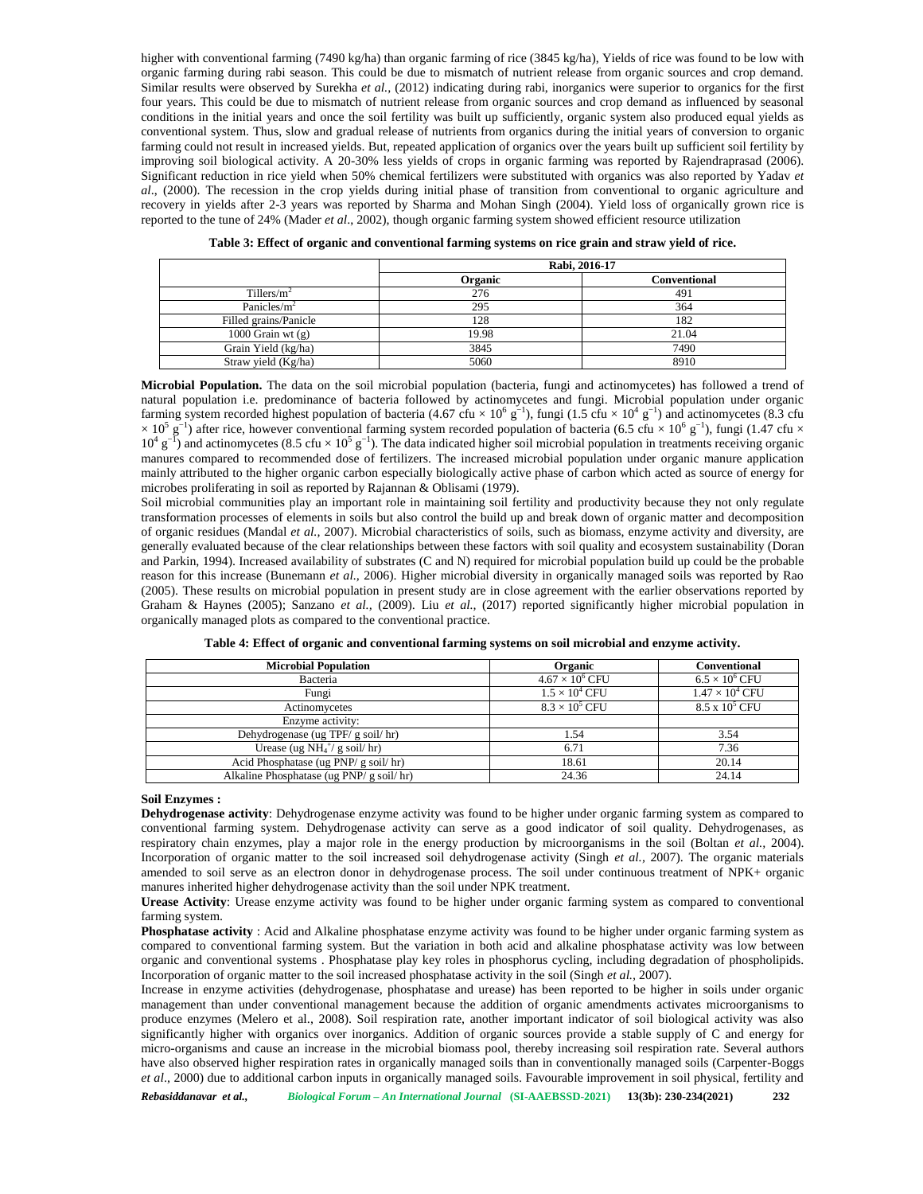higher with conventional farming (7490 kg/ha) than organic farming of rice (3845 kg/ha), Yields of rice was found to be low with organic farming during rabi season. This could be due to mismatch of nutrient release from organic sources and crop demand. Similar results were observed by Surekha *et al.,* (2012) indicating during rabi, inorganics were superior to organics for the first four years. This could be due to mismatch of nutrient release from organic sources and crop demand as influenced by seasonal conditions in the initial years and once the soil fertility was built up sufficiently, organic system also produced equal yields as conventional system. Thus, slow and gradual release of nutrients from organics during the initial years of conversion to organic farming could not result in increased yields. But, repeated application of organics over the years built up sufficient soil fertility by improving soil biological activity. A 20-30% less yields of crops in organic farming was reported by Rajendraprasad (2006). Significant reduction in rice yield when 50% chemical fertilizers were substituted with organics was also reported by Yadav *et al*., (2000). The recession in the crop yields during initial phase of transition from conventional to organic agriculture and recovery in yields after 2-3 years was reported by Sharma and Mohan Singh (2004). Yield loss of organically grown rice is reported to the tune of 24% (Mader *et al*., 2002), though organic farming system showed efficient resource utilization

**Table 3: Effect of organic and conventional farming systems on rice grain and straw yield of rice.**

| | Rabi, 2016-17 | |
|---|---|---|
| | **Organic** | **Conventional** |
| Tillers/$m^2$ | 276 | 491 |
| Panicles/$m^2$ | 295 | 364 |
| Filled grains/Panicle | 128 | 182 |
| 1000 Grain wt (g) | 19.98 | 21.04 |
| Grain Yield (kg/ha) | 3845 | 7490 |
| Straw yield (Kg/ha) | 5060 | 8910 |

**Microbial Population.** The data on the soil microbial population (bacteria, fungi and actinomycetes) has followed a trend of natural population i.e. predominance of bacteria followed by actinomycetes and fungi. Microbial population under organic farming system recorded highest population of bacteria (4.67 cfu $\times 10^6$ $g^{-1}$), fungi (1.5 cfu $\times 10^4$ $g^{-1}$) and actinomycetes (8.3 cfu $\times 10^5$ $g^{-1}$) after rice, however conventional farming system recorded population of bacteria (6.5 cfu $\times 10^6$ $g^{-1}$), fungi (1.47 cfu $\times 10^4$ $g^{-1}$) and actinomycetes (8.5 cfu $\times 10^5$ $g^{-1}$). The data indicated higher soil microbial population in treatments receiving organic manures compared to recommended dose of fertilizers. The increased microbial population under organic manure application mainly attributed to the higher organic carbon especially biologically active phase of carbon which acted as source of energy for microbes proliferating in soil as reported by Rajannan & Oblisami (1979).

Soil microbial communities play an important role in maintaining soil fertility and productivity because they not only regulate transformation processes of elements in soils but also control the build up and break down of organic matter and decomposition of organic residues (Mandal *et al.,* 2007). Microbial characteristics of soils, such as biomass, enzyme activity and diversity, are generally evaluated because of the clear relationships between these factors with soil quality and ecosystem sustainability (Doran and Parkin, 1994). Increased availability of substrates (C and N) required for microbial population build up could be the probable reason for this increase (Bunemann *et al.,* 2006). Higher microbial diversity in organically managed soils was reported by Rao (2005). These results on microbial population in present study are in close agreement with the earlier observations reported by Graham & Haynes (2005); Sanzano *et al.,* (2009). Liu *et al.,* (2017) reported significantly higher microbial population in organically managed plots as compared to the conventional practice.

**Table 4: Effect of organic and conventional farming systems on soil microbial and enzyme activity.**

| Microbial Population | Organic | Conventional |
|---|---|---|
| Bacteria | $4.67 \times 10^6$ CFU | $6.5 \times 10^6$ CFU |
| Fungi | $1.5 \times 10^4$ CFU | $1.47 \times 10^4$ CFU |
| Actinomycetes | $8.3 \times 10^5$ CFU | $8.5 \times 10^5$ CFU |
| Enzyme activity: | | |
| Dehydrogenase (ug TPF/ g soil/ hr) | 1.54 | 3.54 |
| Urease (ug $NH_4^+$/ g soil/ hr) | 6.71 | 7.36 |
| Acid Phosphatase (ug PNP/ g soil/ hr) | 18.61 | 20.14 |
| Alkaline Phosphatase (ug PNP/ g soil/ hr) | 24.36 | 24.14 |

**Soil Enzymes :**

**Dehydrogenase activity**: Dehydrogenase enzyme activity was found to be higher under organic farming system as compared to conventional farming system. Dehydrogenase activity can serve as a good indicator of soil quality. Dehydrogenases, as respiratory chain enzymes, play a major role in the energy production by microorganisms in the soil (Boltan *et al.,* 2004). Incorporation of organic matter to the soil increased soil dehydrogenase activity (Singh *et al.,* 2007). The organic materials amended to soil serve as an electron donor in dehydrogenase process. The soil under continuous treatment of NPK+ organic manures inherited higher dehydrogenase activity than the soil under NPK treatment.

**Urease Activity**: Urease enzyme activity was found to be higher under organic farming system as compared to conventional farming system.

**Phosphatase activity** : Acid and Alkaline phosphatase enzyme activity was found to be higher under organic farming system as compared to conventional farming system. But the variation in both acid and alkaline phosphatase activity was low between organic and conventional systems . Phosphatase play key roles in phosphorus cycling, including degradation of phospholipids. Incorporation of organic matter to the soil increased phosphatase activity in the soil (Singh *et al.,* 2007).

Increase in enzyme activities (dehydrogenase, phosphatase and urease) has been reported to be higher in soils under organic management than under conventional management because the addition of organic amendments activates microorganisms to produce enzymes (Melero et al., 2008). Soil respiration rate, another important indicator of soil biological activity was also significantly higher with organics over inorganics. Addition of organic sources provide a stable supply of C and energy for micro-organisms and cause an increase in the microbial biomass pool, thereby increasing soil respiration rate. Several authors have also observed higher respiration rates in organically managed soils than in conventionally managed soils (Carpenter-Boggs *et al*., 2000) due to additional carbon inputs in organically managed soils. Favourable improvement in soil physical, fertility and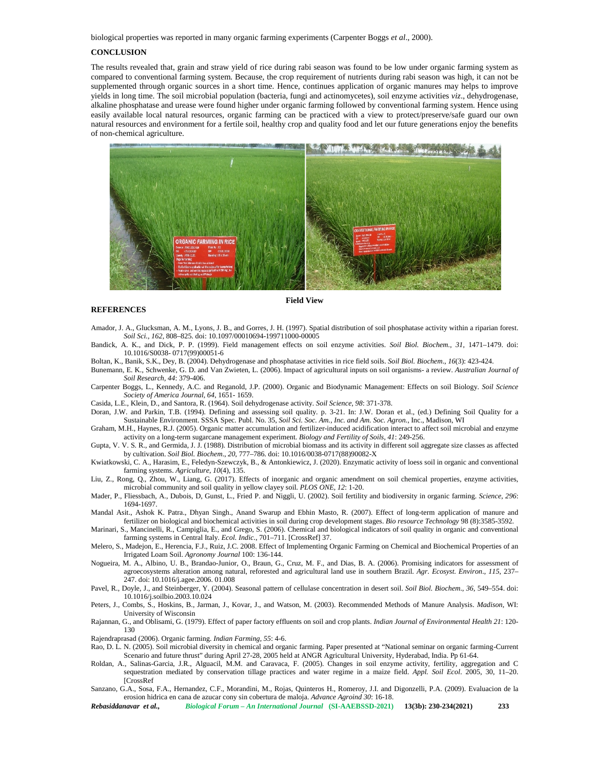biological properties was reported in many organic farming experiments (Carpenter Boggs *et al*., 2000).

## CONCLUSION

The results revealed that, grain and straw yield of rice during rabi season was found to be low under organic farming system as compared to conventional farming system. Because, the crop requirement of nutrients during rabi season was high, it can not be supplemented through organic sources in a short time. Hence, continues application of organic manures may helps to improve yields in long time. The soil microbial population (bacteria, fungi and actinomycetes), soil enzyme activities *viz*., dehydrogenase, alkaline phosphatase and urease were found higher under organic farming followed by conventional farming system. Hence using easily available local natural resources, organic farming can be practiced with a view to protect/preserve/safe guard our own natural resources and environment for a fertile soil, healthy crop and quality food and let our future generations enjoy the benefits of non-chemical agriculture.

**Field View**

## REFERENCES

Amador, J. A., Glucksman, A. M., Lyons, J. B., and Gorres, J. H. (1997). Spatial distribution of soil phosphatase activity within a riparian forest. *Soil Sci., 162*, 808–825. doi: 10.1097/00010694-199711000-00005

Bandick, A. K., and Dick, P. P. (1999). Field management effects on soil enzyme activities. *Soil Biol. Biochem., 31*, 1471–1479. doi: 10.1016/S0038- 0717(99)00051-6

Boltan, K., Banik, S.K., Dey, B. (2004). Dehydrogenase and phosphatase activities in rice field soils. *Soil Biol. Biochem*., *16*(3): 423-424.

Bunemann, E. K., Schwenke, G. D. and Van Zwieten, L. (2006). Impact of agricultural inputs on soil organisms- a review. *Australian Journal of Soil Research*, *44*: 379-406.

Carpenter Boggs, L., Kennedy, A.C. and Reganold, J.P. (2000). Organic and Biodynamic Management: Effects on soil Biology. *Soil Science Society of America Journal*, *64*, 1651- 1659.

Casida, L.E., Klein, D., and Santora, R. (1964). Soil dehydrogenase activity. *Soil Science, 98*: 371-378.

Doran, J.W. and Parkin, T.B. (1994). Defining and assessing soil quality. p. 3-21. In: J.W. Doran et al., (ed.) Defining Soil Quality for a Sustainable Environment. SSSA Spec. Publ. No. 35, *Soil Sci. Soc. Am., Inc. and Am. Soc. Agron.*, Inc., Madison, WI

Graham, M.H., Haynes, R.J. (2005). Organic matter accumulation and fertilizer-induced acidification interact to affect soil microbial and enzyme activity on a long-term sugarcane management experiment. *Biology and Fertility of Soils*, *41*: 249-256.

Gupta, V. V. S. R., and Germida, J. J. (1988). Distribution of microbial biomass and its activity in different soil aggregate size classes as affected by cultivation. *Soil Biol. Biochem*., *20*, 777–786. doi: 10.1016/0038-0717(88)90082-X

Kwiatkowski, C. A., Harasim, E., Feledyn-Szewczyk, B., & Antonkiewicz, J. (2020). Enzymatic activity of loess soil in organic and conventional farming systems. *Agriculture*, *10*(4), 135.

Liu, Z., Rong, Q., Zhou, W., Liang, G. (2017). Effects of inorganic and organic amendment on soil chemical properties, enzyme activities, microbial community and soil quality in yellow clayey soil. *PLOS ONE, 12*: 1-20.

Mader, P., Fliessbach, A., Dubois, D, Gunst, L., Fried P. and Niggli, U. (2002). Soil fertility and biodiversity in organic farming. *Science, 296*: 1694-1697.

Mandal Asit., Ashok K. Patra., Dhyan Singh., Anand Swarup and Ebhin Masto, R. (2007). Effect of long-term application of manure and fertilizer on biological and biochemical activities in soil during crop development stages. *Bio resource Technology* 98 (8):3585-3592.

Marinari, S., Mancinelli, R., Campiglia, E., and Grego, S. (2006). Chemical and biological indicators of soil quality in organic and conventional farming systems in Central Italy. *Ecol. Indic.*, 701–711. [CrossRef] 37.

Melero, S., Madejon, E., Herencia, F.J., Ruiz, J.C. 2008. Effect of Implementing Organic Farming on Chemical and Biochemical Properties of an Irrigated Loam Soil. *Agronomy Journal* 100: 136-144.

Nogueira, M. A., Albino, U. B., Brandao-Junior, O., Braun, G., Cruz, M. F., and Dias, B. A. (2006). Promising indicators for assessment of agroecosystems alteration among natural, reforested and agricultural land use in southern Brazil. *Agr. Ecosyst. Environ*., *115*, 237–247. doi: 10.1016/j.agee.2006. 01.008

Pavel, R., Doyle, J., and Steinberger, Y. (2004). Seasonal pattern of cellulase concentration in desert soil. *Soil Biol. Biochem*., *36*, 549–554. doi: 10.1016/j.soilbio.2003.10.024

Peters, J., Combs, S., Hoskins, B., Jarman, J., Kovar, J., and Watson, M. (2003). Recommended Methods of Manure Analysis. *Madison*, WI: University of Wisconsin

Rajannan, G., and Oblisami, G. (1979). Effect of paper factory effluents on soil and crop plants. *Indian Journal of Environmental Health 21*: 120-130

Rajendraprasad (2006). Organic farming. *Indian Farming, 55*: 4-6.

Rao, D. L. N. (2005). Soil microbial diversity in chemical and organic farming. Paper presented at "National seminar on organic farming-Current Scenario and future thrust" during April 27-28, 2005 held at ANGR Agricultural University, Hyderabad, India. Pp 61-64.

Roldan, A., Salinas-Garcia, J.R., Alguacil, M.M. and Caravaca, F. (2005). Changes in soil enzyme activity, fertility, aggregation and C sequestration mediated by conservation tillage practices and water regime in a maize field. *Appl. Soil Ecol*. 2005, 30, 11–20. [CrossRef

Sanzano, G.A., Sosa, F.A., Hernandez, C.F., Morandini, M., Rojas, Quinteros H., Romeroy, J.I. and Digonzelli, P.A. (2009). Evaluacion de la erosion hidrica en cana de azucar cony sin cobertura de maloja. *Advance Agroind 30*: 16-18.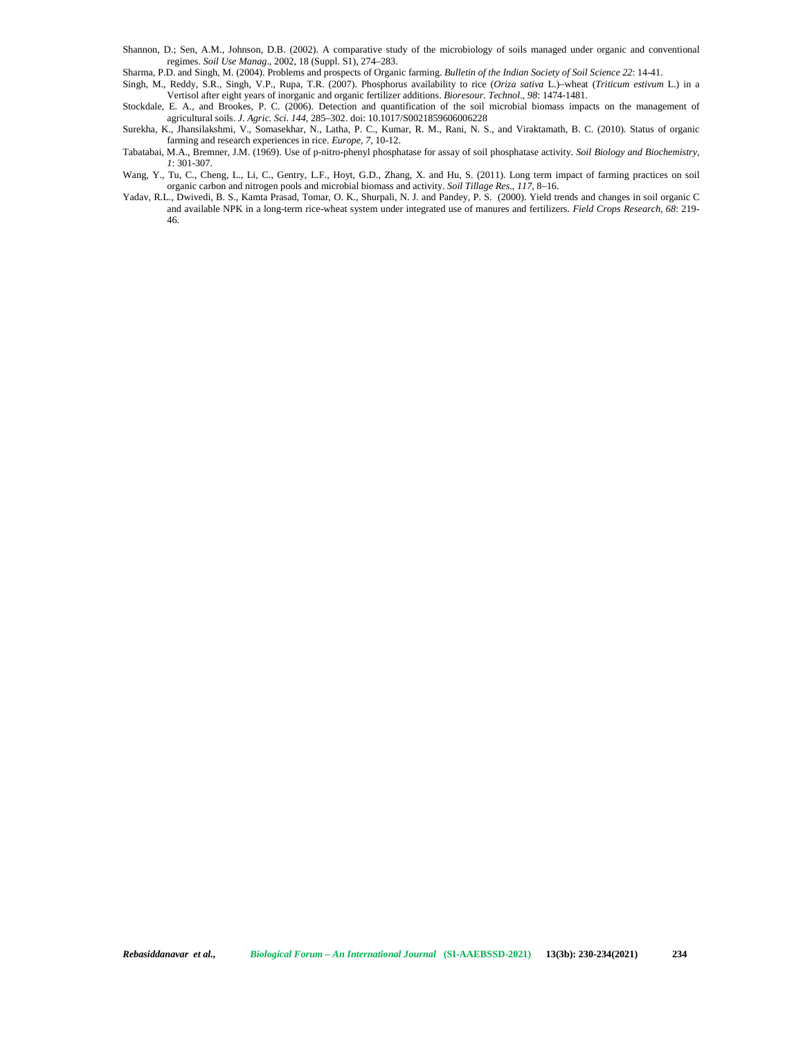Shannon, D.; Sen, A.M., Johnson, D.B. (2002). A comparative study of the microbiology of soils managed under organic and conventional regimes. *Soil Use Manag*., 2002, 18 (Suppl. S1), 274–283.

Sharma, P.D. and Singh, M. (2004). Problems and prospects of Organic farming. *Bulletin of the Indian Society of Soil Science 22*: 14-41.

Singh, M., Reddy, S.R., Singh, V.P., Rupa, T.R. (2007). Phosphorus availability to rice (*Oriza sativa* L.)–wheat (*Triticum estivum* L.) in a Vertisol after eight years of inorganic and organic fertilizer additions. *Bioresour. Technol*., *98*: 1474-1481.

Stockdale, E. A., and Brookes, P. C. (2006). Detection and quantification of the soil microbial biomass impacts on the management of agricultural soils. *J. Agric. Sci*. *144*, 285–302. doi: 10.1017/S0021859606006228

Surekha, K., Jhansilakshmi, V., Somasekhar, N., Latha, P. C., Kumar, R. M., Rani, N. S., and Viraktamath, B. C. (2010). Status of organic farming and research experiences in rice. *Europe*, *7*, 10-12.

Tabatabai, M.A., Bremner, J.M. (1969). Use of p-nitro-phenyl phosphatase for assay of soil phosphatase activity. *Soil Biology and Biochemistry*, *1*: 301-307.

Wang, Y., Tu, C., Cheng, L., Li, C., Gentry, L.F., Hoyt, G.D., Zhang, X. and Hu, S. (2011). Long term impact of farming practices on soil organic carbon and nitrogen pools and microbial biomass and activity. *Soil Tillage Res*., *117*, 8–16.

Yadav, R.L., Dwivedi, B. S., Kamta Prasad, Tomar, O. K., Shurpali, N. J. and Pandey, P. S. (2000). Yield trends and changes in soil organic C and available NPK in a long-term rice-wheat system under integrated use of manures and fertilizers. *Field Crops Research*, *68*: 219-46.